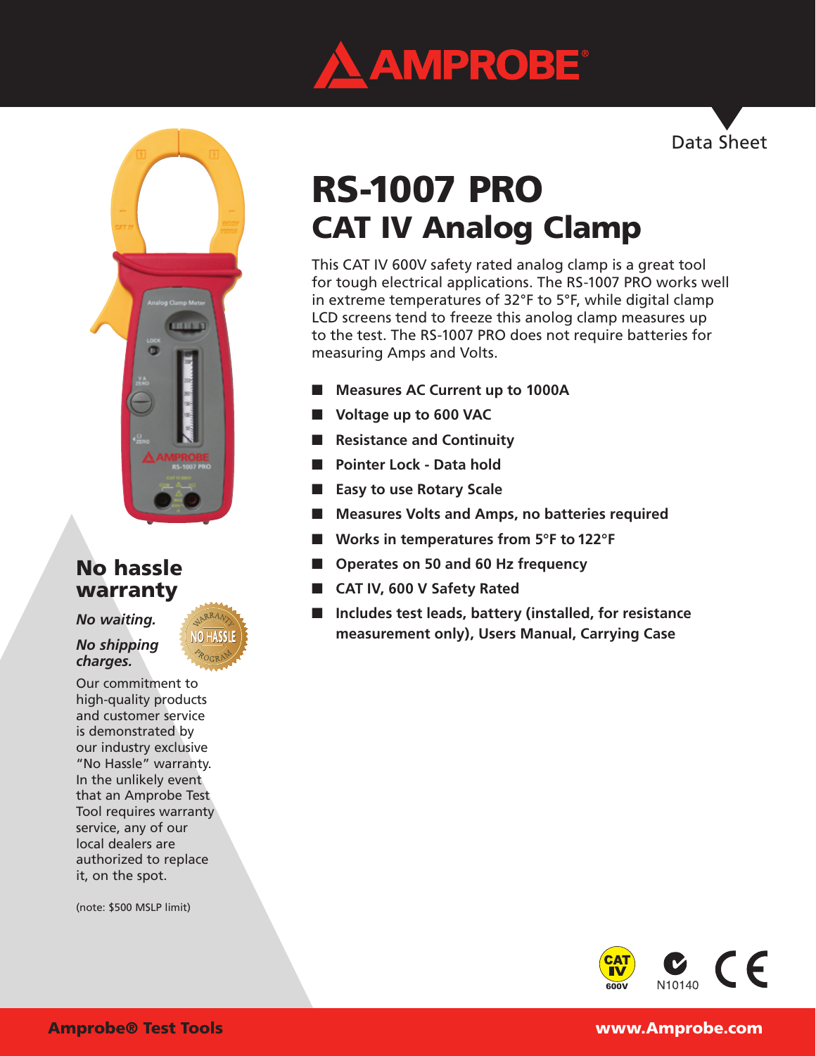Data Sheet

# RS-1007 PRO
## CAT IV Analog Clamp

This CAT IV 600V safety rated analog clamp is a great tool for tough electrical applications. The RS-1007 PRO works well in extreme temperatures of 32°F to 5°F, while digital clamp LCD screens tend to freeze this anolog clamp measures up to the test. The RS-1007 PRO does not require batteries for measuring Amps and Volts.

- **Measures AC Current up to 1000A**
- **Voltage up to 600 VAC**
- **Resistance and Continuity**
- **Pointer Lock - Data hold**
- **Easy to use Rotary Scale**
- **Measures Volts and Amps, no batteries required**
- **Works in temperatures from 5°F to 122°F**
- **Operates on 50 and 60 Hz frequency**
- **CAT IV, 600 V Safety Rated**
- **Includes test leads, battery (installed, for resistance measurement only), Users Manual, Carrying Case**

## No hassle warranty

***No waiting.***

***No shipping charges.***

Our commitment to high-quality products and customer service is demonstrated by our industry exclusive "No Hassle" warranty. In the unlikely event that an Amprobe Test Tool requires warranty service, any of our local dealers are authorized to replace it, on the spot.

(note: $500 MSLP limit)

N10140

**Amprobe® Test Tools** **www.Amprobe.com**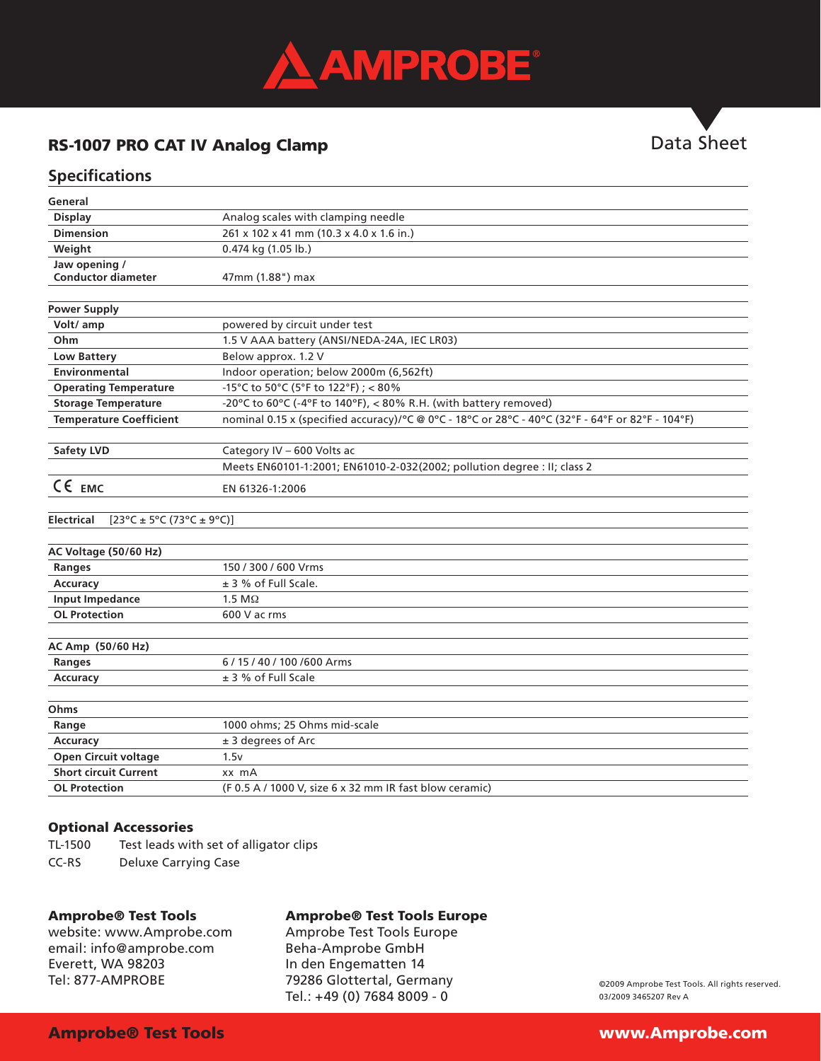# AMPROBE

## RS-1007 PRO CAT IV Analog Clamp

Data Sheet

## Specifications

| | |
|---|---|
| **General** | |
| **Display** | Analog scales with clamping needle |
| **Dimension** | 261 x 102 x 41 mm (10.3 x 4.0 x 1.6 in.) |
| **Weight** | 0.474 kg (1.05 lb.) |
| **Jaw opening / Conductor diameter** | 47mm (1.88") max |
| | |
| **Power Supply** | |
| **Volt/ amp** | powered by circuit under test |
| **Ohm** | 1.5 V AAA battery (ANSI/NEDA-24A, IEC LR03) |
| **Low Battery** | Below approx. 1.2 V |
| **Environmental** | Indoor operation; below 2000m (6,562ft) |
| **Operating Temperature** | -15°C to 50°C (5°F to 122°F) ; < 80% |
| **Storage Temperature** | -20°C to 60°C (-4°F to 140°F), < 80% R.H. (with battery removed) |
| **Temperature Coefficient** | nominal 0.15 x (specified accuracy)/°C @ 0°C - 18°C or 28°C - 40°C (32°F - 64°F or 82°F - 104°F) |
| | |
| **Safety LVD** | Category IV – 600 Volts ac |
| | Meets EN60101-1:2001; EN61010-2-032(2002; pollution degree : II; class 2 |
| **CE EMC** | EN 61326-1:2006 |
| | |
| **Electrical** [23°C ± 5°C (73°C ± 9°C)] | |
| | |
| **AC Voltage (50/60 Hz)** | |
| **Ranges** | 150 / 300 / 600 Vrms |
| **Accuracy** | ± 3 % of Full Scale. |
| **Input Impedance** | 1.5 MΩ |
| **OL Protection** | 600 V ac rms |
| | |
| **AC Amp (50/60 Hz)** | |
| **Ranges** | 6 / 15 / 40 / 100 /600 Arms |
| **Accuracy** | ± 3 % of Full Scale |
| | |
| **Ohms** | |
| **Range** | 1000 ohms; 25 Ohms mid-scale |
| **Accuracy** | ± 3 degrees of Arc |
| **Open Circuit voltage** | 1.5v |
| **Short circuit Current** | xx mA |
| **OL Protection** | (F 0.5 A / 1000 V, size 6 x 32 mm IR fast blow ceramic) |

### Optional Accessories

TL-1500 Test leads with set of alligator clips

CC-RS Deluxe Carrying Case

**Amprobe® Test Tools**
website: www.Amprobe.com
email: info@amprobe.com
Everett, WA 98203
Tel: 877-AMPROBE

**Amprobe® Test Tools Europe**
Amprobe Test Tools Europe
Beha-Amprobe GmbH
In den Engematten 14
79286 Glottertal, Germany
Tel.: +49 (0) 7684 8009 - 0

©2009 Amprobe Test Tools. All rights reserved.
03/2009 3465207 Rev A

**Amprobe® Test Tools** **www.Amprobe.com**